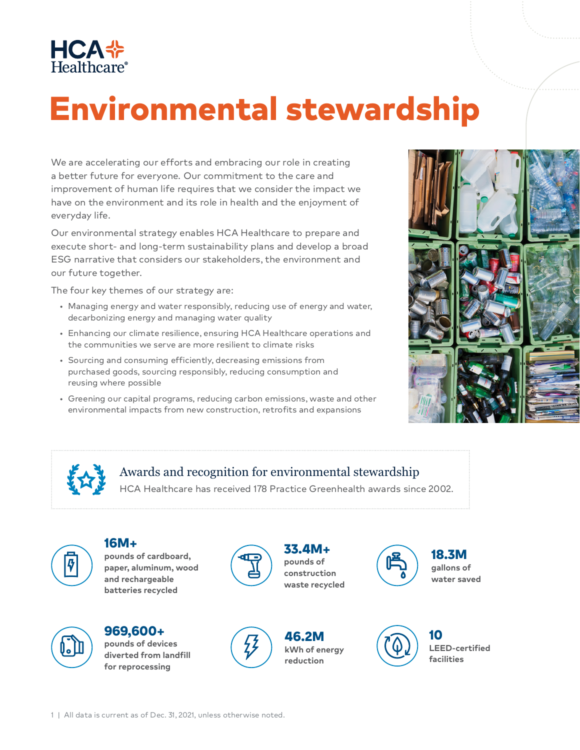HCA Healthcare®

# Environmental stewardship

We are accelerating our efforts and embracing our role in creating a better future for everyone. Our commitment to the care and improvement of human life requires that we consider the impact we have on the environment and its role in health and the enjoyment of everyday life.

Our environmental strategy enables HCA Healthcare to prepare and execute short- and long-term sustainability plans and develop a broad ESG narrative that considers our stakeholders, the environment and our future together.

The four key themes of our strategy are:

- Managing energy and water responsibly, reducing use of energy and water, decarbonizing energy and managing water quality
- Enhancing our climate resilience, ensuring HCA Healthcare operations and the communities we serve are more resilient to climate risks
- Sourcing and consuming efficiently, decreasing emissions from purchased goods, sourcing responsibly, reducing consumption and reusing where possible
- Greening our capital programs, reducing carbon emissions, waste and other environmental impacts from new construction, retrofits and expansions

## Awards and recognition for environmental stewardship

HCA Healthcare has received 178 Practice Greenhealth awards since 2002.

**16M+**
**pounds of cardboard, paper, aluminum, wood and rechargeable batteries recycled**

**33.4M+**
**pounds of construction waste recycled**

**18.3M**
**gallons of water saved**

**969,600+**
**pounds of devices diverted from landfill for reprocessing**

**46.2M**
**kWh of energy reduction**

**10**
**LEED-certified facilities**

All data is current as of Dec. 31, 2021, unless otherwise noted.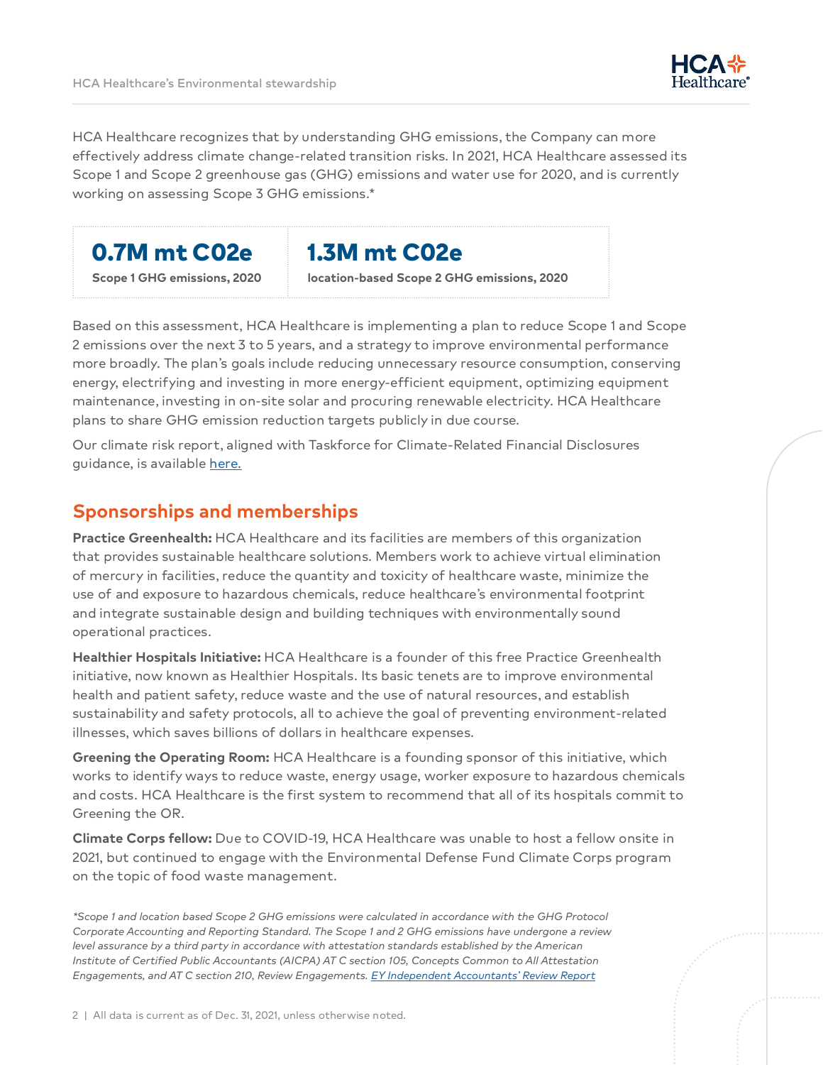HCA Healthcare recognizes that by understanding GHG emissions, the Company can more effectively address climate change-related transition risks. In 2021, HCA Healthcare assessed its Scope 1 and Scope 2 greenhouse gas (GHG) emissions and water use for 2020, and is currently working on assessing Scope 3 GHG emissions.*

| **0.7M mt C02e** | **1.3M mt C02e** |
| --- | --- |
| **Scope 1 GHG emissions, 2020** | **location-based Scope 2 GHG emissions, 2020** |

Based on this assessment, HCA Healthcare is implementing a plan to reduce Scope 1 and Scope 2 emissions over the next 3 to 5 years, and a strategy to improve environmental performance more broadly. The plan's goals include reducing unnecessary resource consumption, conserving energy, electrifying and investing in more energy-efficient equipment, optimizing equipment maintenance, investing in on-site solar and procuring renewable electricity. HCA Healthcare plans to share GHG emission reduction targets publicly in due course.

Our climate risk report, aligned with Taskforce for Climate-Related Financial Disclosures guidance, is available here.

## Sponsorships and memberships

**Practice Greenhealth:** HCA Healthcare and its facilities are members of this organization that provides sustainable healthcare solutions. Members work to achieve virtual elimination of mercury in facilities, reduce the quantity and toxicity of healthcare waste, minimize the use of and exposure to hazardous chemicals, reduce healthcare's environmental footprint and integrate sustainable design and building techniques with environmentally sound operational practices.

**Healthier Hospitals Initiative:** HCA Healthcare is a founder of this free Practice Greenhealth initiative, now known as Healthier Hospitals. Its basic tenets are to improve environmental health and patient safety, reduce waste and the use of natural resources, and establish sustainability and safety protocols, all to achieve the goal of preventing environment-related illnesses, which saves billions of dollars in healthcare expenses.

**Greening the Operating Room:** HCA Healthcare is a founding sponsor of this initiative, which works to identify ways to reduce waste, energy usage, worker exposure to hazardous chemicals and costs. HCA Healthcare is the first system to recommend that all of its hospitals commit to Greening the OR.

**Climate Corps fellow:** Due to COVID-19, HCA Healthcare was unable to host a fellow onsite in 2021, but continued to engage with the Environmental Defense Fund Climate Corps program on the topic of food waste management.

*\*Scope 1 and location based Scope 2 GHG emissions were calculated in accordance with the GHG Protocol Corporate Accounting and Reporting Standard. The Scope 1 and 2 GHG emissions have undergone a review level assurance by a third party in accordance with attestation standards established by the American Institute of Certified Public Accountants (AICPA) AT C section 105, Concepts Common to All Attestation Engagements, and AT C section 210, Review Engagements. EY Independent Accountants' Review Report*

All data is current as of Dec. 31, 2021, unless otherwise noted.